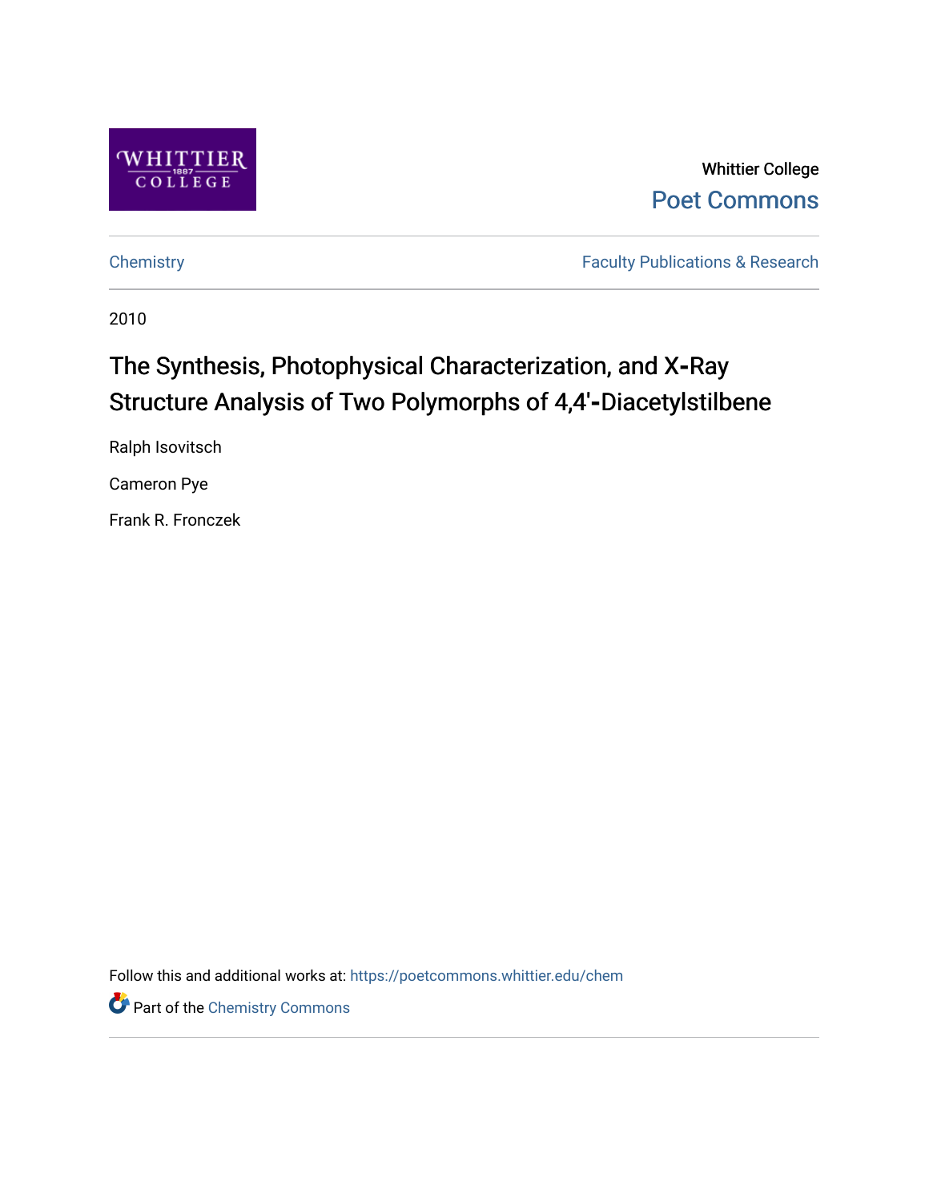Whittier College

Poet Commons

Chemistry

Faculty Publications & Research

2010

# The Synthesis, Photophysical Characterization, and X-Ray Structure Analysis of Two Polymorphs of 4,4'-Diacetylstilbene

Ralph Isovitsch

Cameron Pye

Frank R. Fronczek

Follow this and additional works at: https://poetcommons.whittier.edu/chem

Part of the Chemistry Commons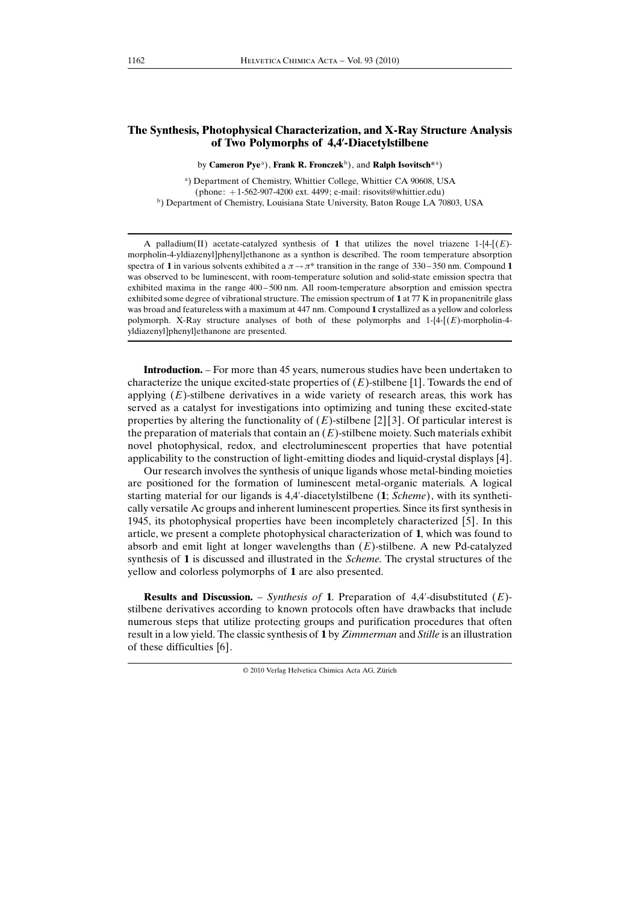# The Synthesis, Photophysical Characterization, and X-Ray Structure Analysis of Two Polymorphs of 4,4′-Diacetylstilbene

by **Cameron Pye**[a]), **Frank R. Fronczek**[b]), and **Ralph Isovitsch**\*[a])

[a]) Department of Chemistry, Whittier College, Whittier CA 90608, USA
(phone: +1-562-907-4200 ext. 4499; e-mail: risovits@whittier.edu)
[b]) Department of Chemistry, Louisiana State University, Baton Rouge LA 70803, USA

A palladium(II) acetate-catalyzed synthesis of **1** that utilizes the novel triazene 1-{4-[(*E*)-morpholin-4-yldiazenyl]phenyl}ethanone as a synthon is described. The room temperature absorption spectra of **1** in various solvents exhibited a $\pi \rightarrow \pi^*$ transition in the range of 330–350 nm. Compound **1** was observed to be luminescent, with room-temperature solution and solid-state emission spectra that exhibited maxima in the range 400–500 nm. All room-temperature absorption and emission spectra exhibited some degree of vibrational structure. The emission spectrum of **1** at 77 K in propanenitrile glass was broad and featureless with a maximum at 447 nm. Compound **1** crystallized as a yellow and colorless polymorph. X-Ray structure analyses of both of these polymorphs and 1-{4-[(*E*)-morpholin-4-yldiazenyl]phenyl}ethanone are presented.

**Introduction.** – For more than 45 years, numerous studies have been undertaken to characterize the unique excited-state properties of (*E*)-stilbene [1]. Towards the end of applying (*E*)-stilbene derivatives in a wide variety of research areas, this work has served as a catalyst for investigations into optimizing and tuning these excited-state properties by altering the functionality of (*E*)-stilbene [2][3]. Of particular interest is the preparation of materials that contain an (*E*)-stilbene moiety. Such materials exhibit novel photophysical, redox, and electroluminescent properties that have potential applicability to the construction of light-emitting diodes and liquid-crystal displays [4].

Our research involves the synthesis of unique ligands whose metal-binding moieties are positioned for the formation of luminescent metal-organic materials. A logical starting material for our ligands is 4,4′-diacetylstilbene (**1**; *Scheme*), with its synthetically versatile Ac groups and inherent luminescent properties. Since its first synthesis in 1945, its photophysical properties have been incompletely characterized [5]. In this article, we present a complete photophysical characterization of **1**, which was found to absorb and emit light at longer wavelengths than (*E*)-stilbene. A new Pd-catalyzed synthesis of **1** is discussed and illustrated in the *Scheme*. The crystal structures of the yellow and colorless polymorphs of **1** are also presented.

**Results and Discussion.** – *Synthesis of* **1**. Preparation of 4,4′-disubstituted (*E*)-stilbene derivatives according to known protocols often have drawbacks that include numerous steps that utilize protecting groups and purification procedures that often result in a low yield. The classic synthesis of **1** by *Zimmerman* and *Stille* is an illustration of these difficulties [6].

© 2010 Verlag Helvetica Chimica Acta AG, Zürich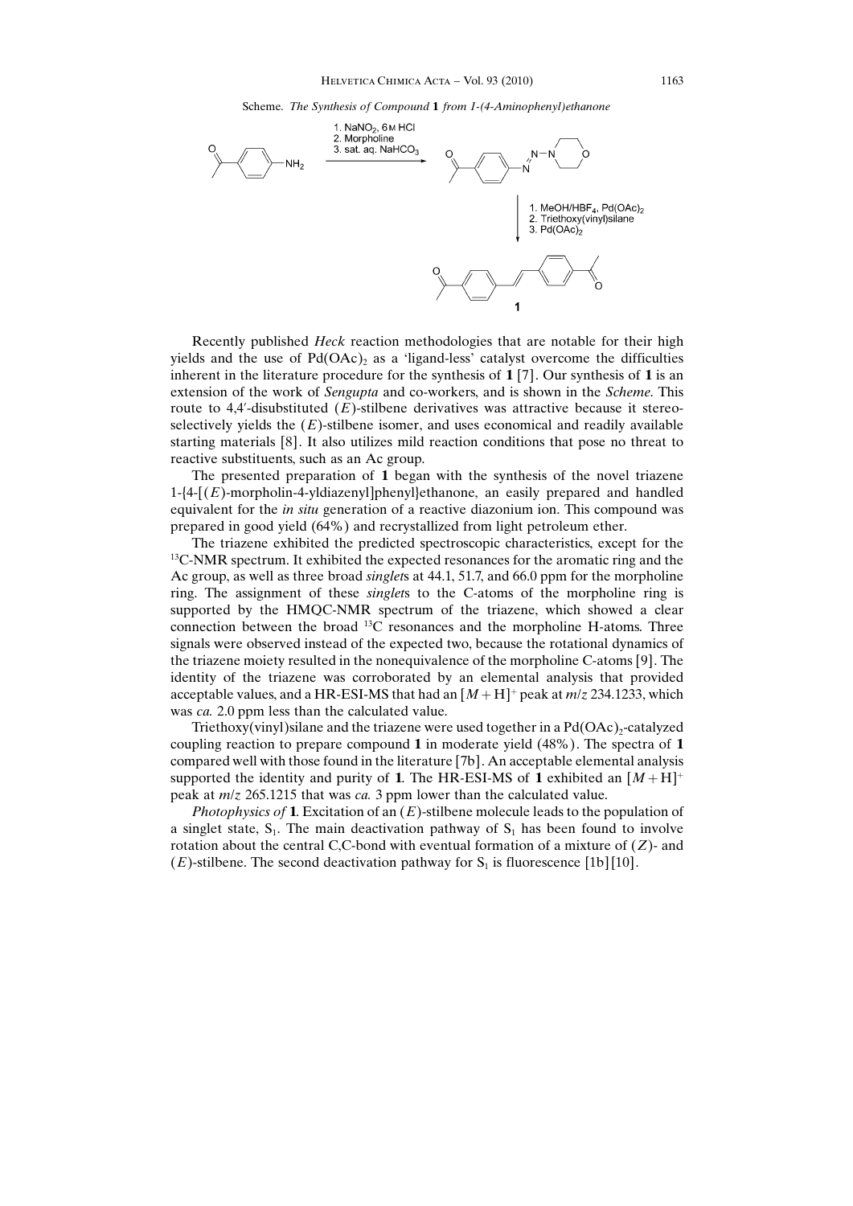Scheme. *The Synthesis of Compound* **1** *from 1-(4-Aminophenyl)ethanone*

Recently published *Heck* reaction methodologies that are notable for their high yields and the use of $Pd(OAc)_2$ as a 'ligand-less' catalyst overcome the difficulties inherent in the literature procedure for the synthesis of **1** [7]. Our synthesis of **1** is an extension of the work of *Sengupta* and co-workers, and is shown in the *Scheme*. This route to 4,4′-disubstituted (*E*)-stilbene derivatives was attractive because it stereoselectively yields the (*E*)-stilbene isomer, and uses economical and readily available starting materials [8]. It also utilizes mild reaction conditions that pose no threat to reactive substituents, such as an Ac group.

The presented preparation of **1** began with the synthesis of the novel triazene 1-{4-[(*E*)-morpholin-4-yldiazenyl]phenyl}ethanone, an easily prepared and handled equivalent for the *in situ* generation of a reactive diazonium ion. This compound was prepared in good yield (64%) and recrystallized from light petroleum ether.

The triazene exhibited the predicted spectroscopic characteristics, except for the $^{13}$C-NMR spectrum. It exhibited the expected resonances for the aromatic ring and the Ac group, as well as three broad *singlet*s at 44.1, 51.7, and 66.0 ppm for the morpholine ring. The assignment of these *singlet*s to the C-atoms of the morpholine ring is supported by the HMQC-NMR spectrum of the triazene, which showed a clear connection between the broad $^{13}$C resonances and the morpholine H-atoms. Three signals were observed instead of the expected two, because the rotational dynamics of the triazene moiety resulted in the nonequivalence of the morpholine C-atoms [9]. The identity of the triazene was corroborated by an elemental analysis that provided acceptable values, and a HR-ESI-MS that had an $[M+H]^+$ peak at *m/z* 234.1233, which was *ca.* 2.0 ppm less than the calculated value.

Triethoxy(vinyl)silane and the triazene were used together in a $Pd(OAc)_2$-catalyzed coupling reaction to prepare compound **1** in moderate yield (48%). The spectra of **1** compared well with those found in the literature [7b]. An acceptable elemental analysis supported the identity and purity of **1**. The HR-ESI-MS of **1** exhibited an $[M+H]^+$ peak at *m/z* 265.1215 that was *ca.* 3 ppm lower than the calculated value.

*Photophysics of* **1**. Excitation of an (*E*)-stilbene molecule leads to the population of a singlet state, $S_1$. The main deactivation pathway of $S_1$ has been found to involve rotation about the central C,C-bond with eventual formation of a mixture of (*Z*)- and (*E*)-stilbene. The second deactivation pathway for $S_1$ is fluorescence [1b][10].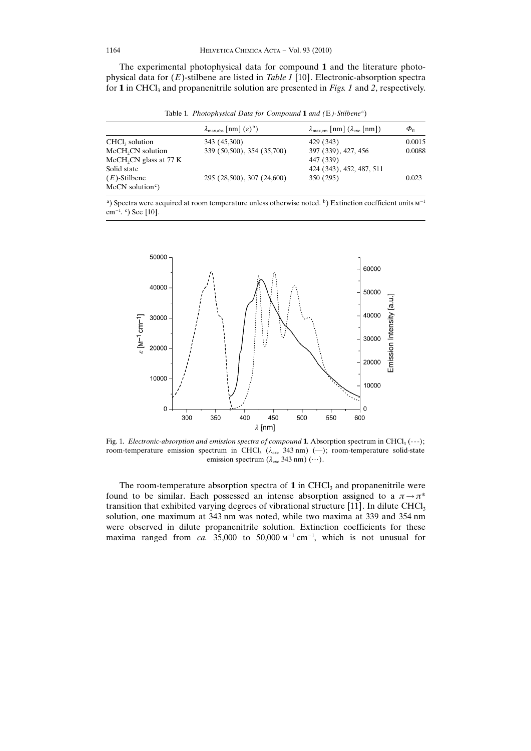The experimental photophysical data for compound **1** and the literature photophysical data for (*E*)-stilbene are listed in *Table 1* [10]. Electronic-absorption spectra for **1** in $CHCl_3$ and propanenitrile solution are presented in *Figs. 1* and *2*, respectively.

Table 1. *Photophysical Data for Compound* **1** *and (*E*)-Stilbene*[a])

| | $\lambda_{max,abs}$ [nm] ($\varepsilon$)[b]) | $\lambda_{max,em}$ [nm] ($\lambda_{exc}$ [nm]) | $\Phi_{fl}$ |
|---|---|---|---|
| $CHCl_3$ solution | 343 (45,300) | 429 (343) | 0.0015 |
| $MeCH_2CN$ solution | 339 (50,500), 354 (35,700) | 397 (339), 427, 456 | 0.0088 |
| $MeCH_2CN$ glass at 77 K | | 447 (339) | |
| Solid state | | 424 (343), 452, 487, 511 | |
| (*E*)-Stilbene MeCN solution[c]) | 295 (28,500), 307 (24,600) | 350 (295) | 0.023 |

[a]) Spectra were acquired at room temperature unless otherwise noted. [b]) Extinction coefficient units $M^{-1}$ $cm^{-1}$. [c]) See [10].

Fig. 1. *Electronic-absorption and emission spectra of compound* **1**. Absorption spectrum in $CHCl_3$ (---); room-temperature emission spectrum in $CHCl_3$ ($\lambda_{exc}$ 343 nm) (—); room-temperature solid-state emission spectrum ($\lambda_{exc}$ 343 nm) (···).

The room-temperature absorption spectra of **1** in $CHCl_3$ and propanenitrile were found to be similar. Each possessed an intense absorption assigned to a $\pi \rightarrow \pi^*$ transition that exhibited varying degrees of vibrational structure [11]. In dilute $CHCl_3$ solution, one maximum at 343 nm was noted, while two maxima at 339 and 354 nm were observed in dilute propanenitrile solution. Extinction coefficients for these maxima ranged from *ca.* 35,000 to 50,000 $M^{-1}$ $cm^{-1}$, which is not unusual for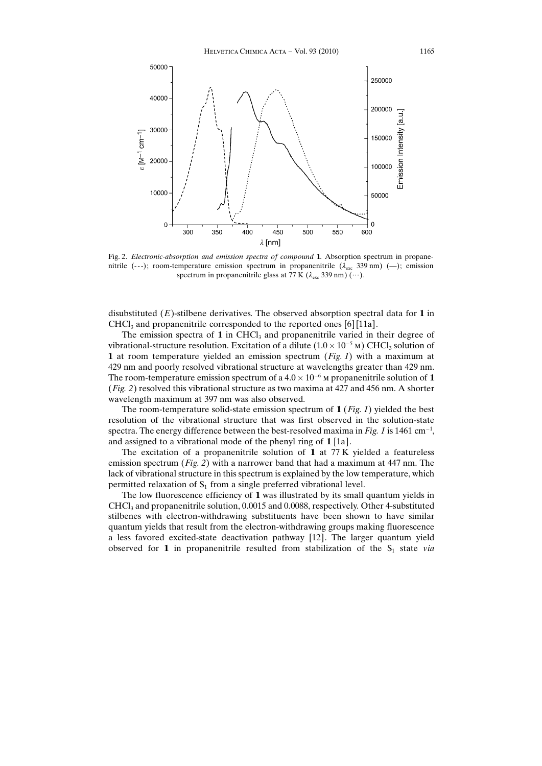Fig. 2. *Electronic-absorption and emission spectra of compound* **1**. Absorption spectrum in propanenitrile (---); room-temperature emission spectrum in propanenitrile ($\lambda_{exc}$ 339 nm) (—); emission spectrum in propanenitrile glass at 77 K ($\lambda_{exc}$ 339 nm) (···).

disubstituted (*E*)-stilbene derivatives. The observed absorption spectral data for **1** in $CHCl_3$ and propanenitrile corresponded to the reported ones [6][11a].

The emission spectra of **1** in $CHCl_3$ and propanenitrile varied in their degree of vibrational-structure resolution. Excitation of a dilute ($1.0 \times 10^{-5}$ M) $CHCl_3$ solution of **1** at room temperature yielded an emission spectrum (*Fig. 1*) with a maximum at 429 nm and poorly resolved vibrational structure at wavelengths greater than 429 nm. The room-temperature emission spectrum of a $4.0 \times 10^{-6}$ M propanenitrile solution of **1** (*Fig. 2*) resolved this vibrational structure as two maxima at 427 and 456 nm. A shorter wavelength maximum at 397 nm was also observed.

The room-temperature solid-state emission spectrum of **1** (*Fig. 1*) yielded the best resolution of the vibrational structure that was first observed in the solution-state spectra. The energy difference between the best-resolved maxima in *Fig. 1* is 1461 $cm^{-1}$, and assigned to a vibrational mode of the phenyl ring of **1** [1a].

The excitation of a propanenitrile solution of **1** at 77 K yielded a featureless emission spectrum (*Fig. 2*) with a narrower band that had a maximum at 447 nm. The lack of vibrational structure in this spectrum is explained by the low temperature, which permitted relaxation of $S_1$ from a single preferred vibrational level.

The low fluorescence efficiency of **1** was illustrated by its small quantum yields in $CHCl_3$ and propanenitrile solution, 0.0015 and 0.0088, respectively. Other 4-substituted stilbenes with electron-withdrawing substituents have been shown to have similar quantum yields that result from the electron-withdrawing groups making fluorescence a less favored excited-state deactivation pathway [12]. The larger quantum yield observed for **1** in propanenitrile resulted from stabilization of the $S_1$ state *via*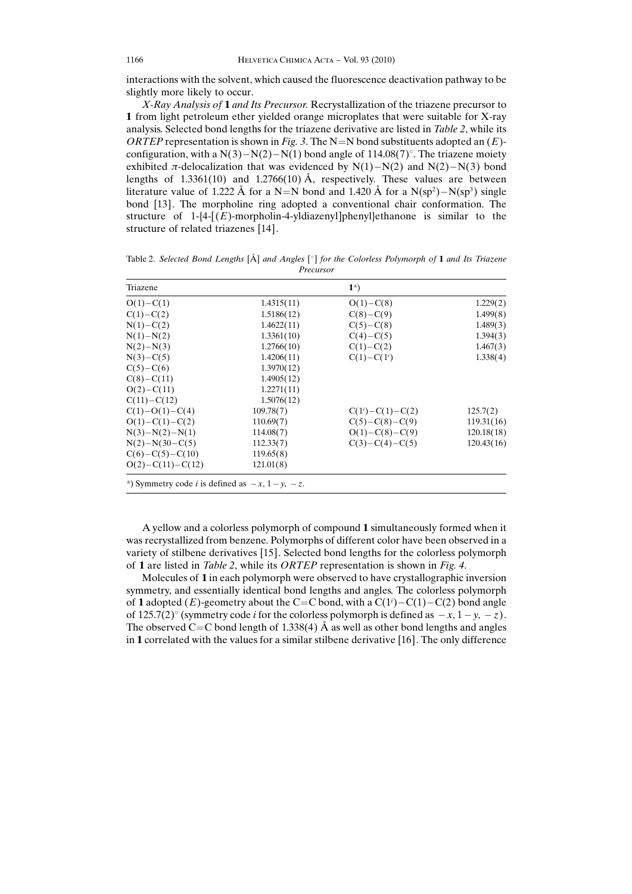interactions with the solvent, which caused the fluorescence deactivation pathway to be slightly more likely to occur.

*X-Ray Analysis of* **1** *and Its Precursor.* Recrystallization of the triazene precursor to **1** from light petroleum ether yielded orange microplates that were suitable for X-ray analysis. Selected bond lengths for the triazene derivative are listed in *Table 2*, while its *ORTEP* representation is shown in *Fig. 3*. The N=N bond substituents adopted an (*E*)-configuration, with a N(3)–N(2)–N(1) bond angle of 114.08(7)°. The triazene moiety exhibited $\pi$-delocalization that was evidenced by N(1)–N(2) and N(2)–N(3) bond lengths of 1.3361(10) and 1.2766(10) Å, respectively. These values are between literature value of 1.222 Å for a N=N bond and 1.420 Å for a N($sp^2$)–N($sp^3$) single bond [13]. The morpholine ring adopted a conventional chair conformation. The structure of 1-{4-[(*E*)-morpholin-4-yldiazenyl]phenyl}ethanone is similar to the structure of related triazenes [14].

Table 2. *Selected Bond Lengths* [Å] *and Angles* [°] *for the Colorless Polymorph of* **1** *and Its Triazene Precursor*

| Triazene | | **1**[a]) | |
|---|---|---|---|
| O(1)–C(1) | 1.4315(11) | O(1)–C(8) | 1.229(2) |
| C(1)–C(2) | 1.5186(12) | C(8)–C(9) | 1.499(8) |
| N(1)–C(2) | 1.4622(11) | C(5)–C(8) | 1.489(3) |
| N(1)–N(2) | 1.3361(10) | C(4)–C(5) | 1.394(3) |
| N(2)–N(3) | 1.2766(10) | C(1)–C(2) | 1.467(3) |
| N(3)–C(5) | 1.4206(11) | C(1)–C($1^i$) | 1.338(4) |
| C(5)–C(6) | 1.3970(12) | | |
| C(8)–C(11) | 1.4905(12) | | |
| O(2)–C(11) | 1.2271(11) | | |
| C(11)–C(12) | 1.5076(12) | | |
| C(1)–O(1)–C(4) | 109.78(7) | C($1^i$)–C(1)–C(2) | 125.7(2) |
| O(1)–C(1)–C(2) | 110.69(7) | C(5)–C(8)–C(9) | 119.31(16) |
| N(3)–N(2)–N(1) | 114.08(7) | O(1)–C(8)–C(9) | 120.18(18) |
| N(2)–N(30–C(5) | 112.33(7) | C(3)–C(4)–C(5) | 120.43(16) |
| C(6)–C(5)–C(10) | 119.65(8) | | |
| O(2)–C(11)–C(12) | 121.01(8) | | |

[a]) Symmetry code *i* is defined as $-x, 1-y, -z$.

A yellow and a colorless polymorph of compound **1** simultaneously formed when it was recrystallized from benzene. Polymorphs of different color have been observed in a variety of stilbene derivatives [15]. Selected bond lengths for the colorless polymorph of **1** are listed in *Table 2*, while its *ORTEP* representation is shown in *Fig. 4*.

Molecules of **1** in each polymorph were observed to have crystallographic inversion symmetry, and essentially identical bond lengths and angles. The colorless polymorph of **1** adopted (*E*)-geometry about the C=C bond, with a C($1^i$)–C(1)–C(2) bond angle of 125.7(2)° (symmetry code *i* for the colorless polymorph is defined as $-x, 1-y, -z$). The observed C=C bond length of 1.338(4) Å as well as other bond lengths and angles in **1** correlated with the values for a similar stilbene derivative [16]. The only difference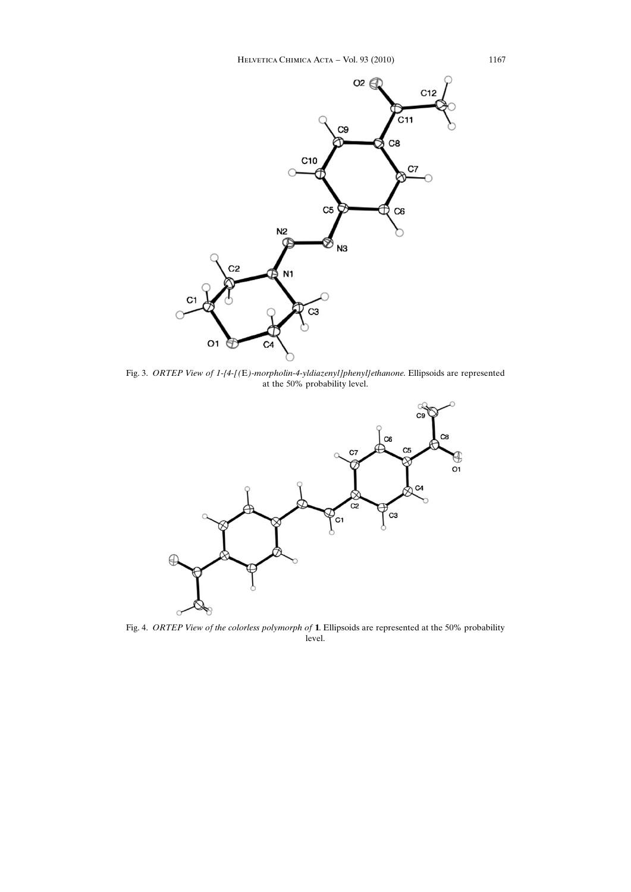Fig. 3. *ORTEP View of 1-{4-[(E)-morpholin-4-yldiazenyl]phenyl}ethanone.* Ellipsoids are represented at the 50% probability level.

Fig. 4. *ORTEP View of the colorless polymorph of* **1**. Ellipsoids are represented at the 50% probability level.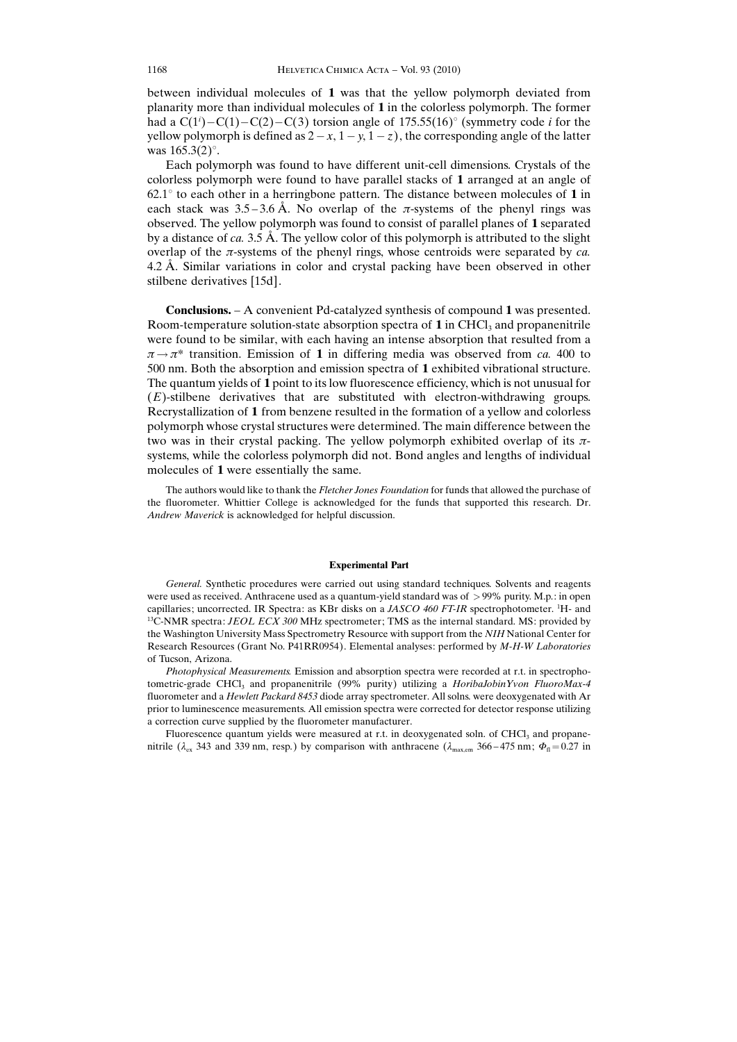between individual molecules of **1** was that the yellow polymorph deviated from planarity more than individual molecules of **1** in the colorless polymorph. The former had a C(1$^i$)–C(1)–C(2)–C(3) torsion angle of 175.55(16)° (symmetry code *i* for the yellow polymorph is defined as $2 - x, 1 - y, 1 - z$), the corresponding angle of the latter was 165.3(2)°.

Each polymorph was found to have different unit-cell dimensions. Crystals of the colorless polymorph were found to have parallel stacks of **1** arranged at an angle of 62.1° to each other in a herringbone pattern. The distance between molecules of **1** in each stack was 3.5–3.6 Å. No overlap of the $\pi$-systems of the phenyl rings was observed. The yellow polymorph was found to consist of parallel planes of **1** separated by a distance of *ca.* 3.5 Å. The yellow color of this polymorph is attributed to the slight overlap of the $\pi$-systems of the phenyl rings, whose centroids were separated by *ca.* 4.2 Å. Similar variations in color and crystal packing have been observed in other stilbene derivatives [15d].

**Conclusions.** – A convenient Pd-catalyzed synthesis of compound **1** was presented. Room-temperature solution-state absorption spectra of **1** in $CHCl_3$ and propanenitrile were found to be similar, with each having an intense absorption that resulted from a $\pi \rightarrow \pi^*$ transition. Emission of **1** in differing media was observed from *ca.* 400 to 500 nm. Both the absorption and emission spectra of **1** exhibited vibrational structure. The quantum yields of **1** point to its low fluorescence efficiency, which is not unusual for (*E*)-stilbene derivatives that are substituted with electron-withdrawing groups. Recrystallization of **1** from benzene resulted in the formation of a yellow and colorless polymorph whose crystal structures were determined. The main difference between the two was in their crystal packing. The yellow polymorph exhibited overlap of its $\pi$-systems, while the colorless polymorph did not. Bond angles and lengths of individual molecules of **1** were essentially the same.

The authors would like to thank the *Fletcher Jones Foundation* for funds that allowed the purchase of the fluorometer. Whittier College is acknowledged for the funds that supported this research. Dr. *Andrew Maverick* is acknowledged for helpful discussion.

## Experimental Part

*General.* Synthetic procedures were carried out using standard techniques. Solvents and reagents were used as received. Anthracene used as a quantum-yield standard was of > 99% purity. M.p.: in open capillaries; uncorrected. IR Spectra: as KBr disks on a *JASCO 460 FT-IR* spectrophotometer. $^1$H- and $^{13}$C-NMR spectra: *JEOL ECX 300* MHz spectrometer; TMS as the internal standard. MS: provided by the Washington University Mass Spectrometry Resource with support from the *NIH* National Center for Research Resources (Grant No. P41RR0954). Elemental analyses: performed by *M-H-W Laboratories* of Tucson, Arizona.

*Photophysical Measurements.* Emission and absorption spectra were recorded at r.t. in spectrophotometric-grade $CHCl_3$ and propanenitrile (99% purity) utilizing a *HoribaJobinYvon FluoroMax-4* fluorometer and a *Hewlett Packard 8453* diode array spectrometer. All solns. were deoxygenated with Ar prior to luminescence measurements. All emission spectra were corrected for detector response utilizing a correction curve supplied by the fluorometer manufacturer.

Fluorescence quantum yields were measured at r.t. in deoxygenated soln. of $CHCl_3$ and propanenitrile ($\lambda_{ex}$ 343 and 339 nm, resp.) by comparison with anthracene ($\lambda_{max,em}$ 366–475 nm; $\Phi_{fl} = 0.27$ in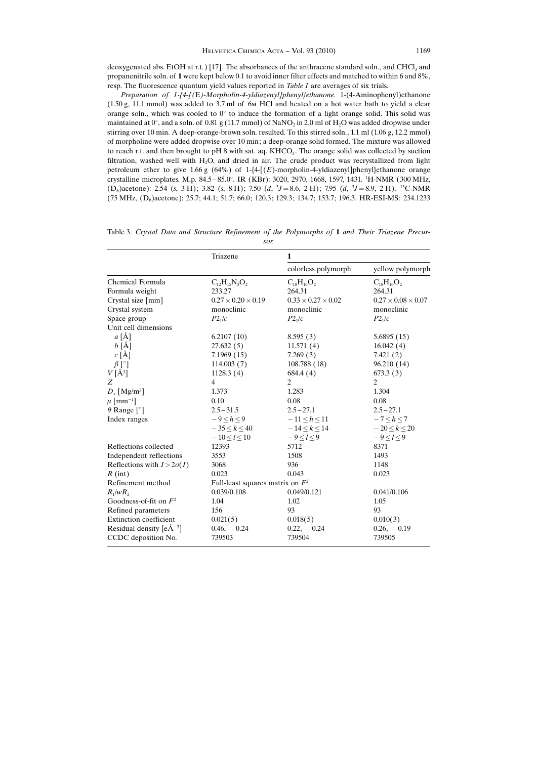deoxygenated abs. EtOH at r.t.) [17]. The absorbances of the anthracene standard soln., and $CHCl_3$ and propanenitrile soln. of **1** were kept below 0.1 to avoid inner filter effects and matched to within 6 and 8%, resp. The fluorescence quantum yield values reported in *Table 1* are averages of six trials.

*Preparation of 1-{4-[(E)-Morpholin-4-yldiazenyl]phenyl}ethanone.* 1-(4-Aminophenyl)ethanone (1.50 g, 11.1 mmol) was added to 3.7 ml of 6M HCl and heated on a hot water bath to yield a clear orange soln., which was cooled to 0° to induce the formation of a light orange solid. This solid was maintained at 0°, and a soln. of 0.81 g (11.7 mmol) of $NaNO_2$ in 2.0 ml of $H_2O$ was added dropwise under stirring over 10 min. A deep-orange-brown soln. resulted. To this stirred soln., 1.1 ml (1.06 g, 12.2 mmol) of morpholine were added dropwise over 10 min; a deep-orange solid formed. The mixture was allowed to reach r.t. and then brought to pH 8 with sat. aq. $KHCO_3$. The orange solid was collected by suction filtration, washed well with $H_2O$, and dried in air. The crude product was recrystallized from light petroleum ether to give 1.66 g (64%) of 1-{4-[(*E*)-morpholin-4-yldiazenyl]phenyl}ethanone orange crystalline microplates. M.p. 84.5 – 85.0°. IR (KBr): 3020, 2970, 1668, 1597, 1431. $^1$H-NMR (300 MHz, ($D_6$)acetone): 2.54 (*s*, 3 H); 3.82 (*s*, 8 H); 7.50 (*d*, $^3J = 8.6$, 2 H); 7.95 (*d*, $^3J = 8.9$, 2 H). $^{13}$C-NMR (75 MHz, ($D_6$)acetone): 25.7; 44.1; 51.7; 66.0; 120.3; 129.3; 134.7; 153.7; 196.3. HR-ESI-MS: 234.1233

Table 3. *Crystal Data and Structure Refinement of the Polymorphs of* **1** *and Their Triazene Precursor.*

| | Triazene | **1** | |
|---|---|---|---|
| | | colorless polymorph | yellow polymorph |
| Chemical Formula | $C_{12}H_{15}N_3O_2$ | $C_{18}H_{16}O_2$ | $C_{18}H_{16}O_2$ |
| Formula weight | 233.27 | 264.31 | 264.31 |
| Crystal size [mm] | $0.27 \times 0.20 \times 0.19$ | $0.33 \times 0.27 \times 0.02$ | $0.27 \times 0.08 \times 0.07$ |
| Crystal system | monoclinic | monoclinic | monoclinic |
| Space group | $P2_1/c$ | $P2_1/c$ | $P2_1/c$ |
| Unit cell dimensions | | | |
| $a$ [Å] | 6.2107 (10) | 8.595 (3) | 5.6895 (15) |
| $b$ [Å] | 27.632 (5) | 11.571 (4) | 16.042 (4) |
| $c$ [Å] | 7.1969 (15) | 7.269 (3) | 7.421 (2) |
| $\beta$ [°] | 114.003 (7) | 108.788 (18) | 96.210 (14) |
| $V$ [Å$^3$] | 1128.3 (4) | 684.4 (4) | 673.3 (3) |
| $Z$ | 4 | 2 | 2 |
| $D_x$ [Mg/m$^3$] | 1.373 | 1.283 | 1.304 |
| $\mu$ [mm$^{-1}$] | 0.10 | 0.08 | 0.08 |
| $\theta$ Range [°] | 2.5 – 31.5 | 2.5 – 27.1 | 2.5 – 27.1 |
| Index ranges | $-9 \leq h \leq 9$ | $-11 \leq h \leq 11$ | $-7 \leq h \leq 7$ |
| | $-35 \leq k \leq 40$ | $-14 \leq k \leq 14$ | $-20 \leq k \leq 20$ |
| | $-10 \leq l \leq 10$ | $-9 \leq l \leq 9$ | $-9 \leq l \leq 9$ |
| Reflections collected | 12393 | 5712 | 8371 |
| Independent reflections | 3553 | 1508 | 1493 |
| Reflections with $I > 2\sigma(I)$ | 3068 | 936 | 1148 |
| $R$ (int) | 0.023 | 0.043 | 0.023 |
| Refinement method | Full-least squares matrix on $F^2$ | | |
| $R_1/wR_2$ | 0.039/0.108 | 0.049/0.121 | 0.041/0.106 |
| Goodness-of-fit on $F^2$ | 1.04 | 1.02 | 1.05 |
| Refined parameters | 156 | 93 | 93 |
| Extinction coefficient | 0.021(5) | 0.018(5) | 0.010(3) |
| Residual density [eÅ$^{-3}$] | 0.46, −0.24 | 0.22, −0.24 | 0.26, −0.19 |
| CCDC deposition No. | 739503 | 739504 | 739505 |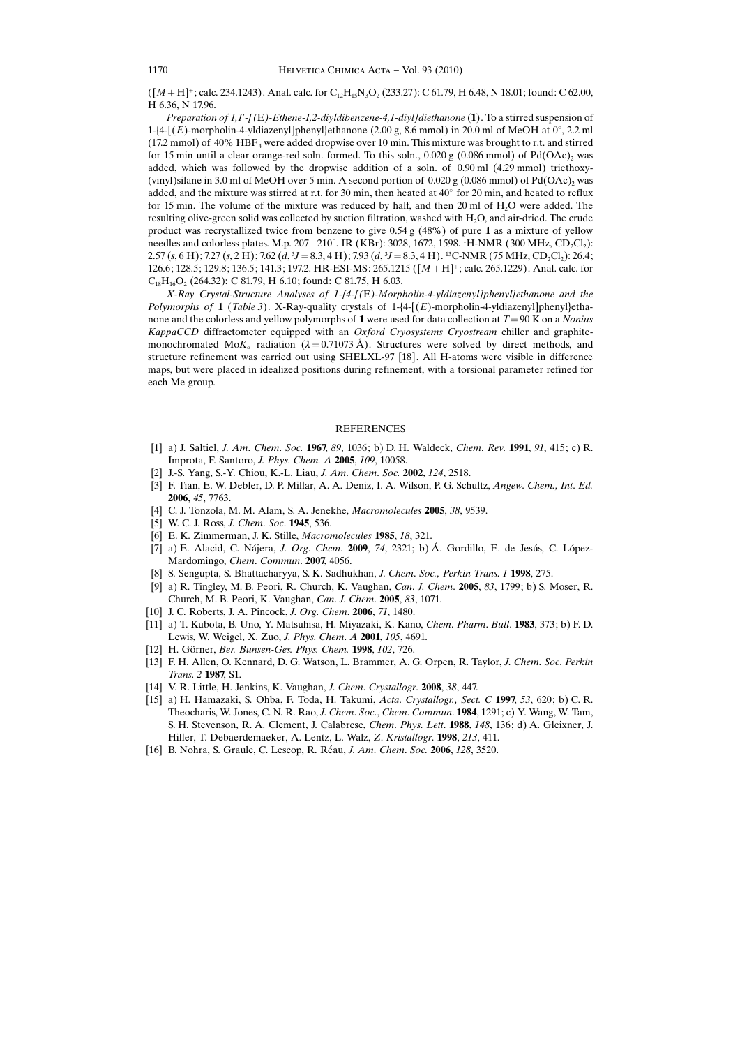($[M+H]^+$; calc. 234.1243). Anal. calc. for $C_{12}H_{15}N_3O_2$ (233.27): C 61.79, H 6.48, N 18.01; found: C 62.00, H 6.36, N 17.96.

*Preparation of 1,1'-[(*E*)-Ethene-1,2-diyldibenzene-4,1-diyl]diethanone* (**1**). To a stirred suspension of 1-{4-[(*E*)-morpholin-4-yldiazenyl]phenyl}ethanone (2.00 g, 8.6 mmol) in 20.0 ml of MeOH at 0°, 2.2 ml (17.2 mmol) of 40% $HBF_4$ were added dropwise over 10 min. This mixture was brought to r.t. and stirred for 15 min until a clear orange-red soln. formed. To this soln., 0.020 g (0.086 mmol) of $Pd(OAc)_2$ was added, which was followed by the dropwise addition of a soln. of 0.90 ml (4.29 mmol) triethoxy(vinyl)silane in 3.0 ml of MeOH over 5 min. A second portion of 0.020 g (0.086 mmol) of $Pd(OAc)_2$ was added, and the mixture was stirred at r.t. for 30 min, then heated at 40° for 20 min, and heated to reflux for 15 min. The volume of the mixture was reduced by half, and then 20 ml of $H_2O$ were added. The resulting olive-green solid was collected by suction filtration, washed with $H_2O$, and air-dried. The crude product was recrystallized twice from benzene to give 0.54 g (48%) of pure **1** as a mixture of yellow needles and colorless plates. M.p. 207–210°. IR (KBr): 3028, 1672, 1598. $^1$H-NMR (300 MHz, $CD_2Cl_2$): 2.57 (*s*, 6 H); 7.27 (*s*, 2 H); 7.62 (*d*, $^3J = 8.3$, 4 H); 7.93 (*d*, $^3J = 8.3$, 4 H). $^{13}$C-NMR (75 MHz, $CD_2Cl_2$): 26.4; 126.6; 128.5; 129.8; 136.5; 141.3; 197.2. HR-ESI-MS: 265.1215 ($[M+H]^+$; calc. 265.1229). Anal. calc. for $C_{18}H_{16}O_2$ (264.32): C 81.79, H 6.10; found: C 81.75, H 6.03.

*X-Ray Crystal-Structure Analyses of 1-{4-[(*E*)-Morpholin-4-yldiazenyl]phenyl}ethanone and the Polymorphs of* **1** (*Table 3*). X-Ray-quality crystals of 1-{4-[(*E*)-morpholin-4-yldiazenyl]phenyl}ethanone and the colorless and yellow polymorphs of **1** were used for data collection at $T = 90$ K on a *Nonius KappaCCD* diffractometer equipped with an *Oxford Cryosystems Cryostream* chiller and graphite-monochromated Mo$K_\alpha$ radiation ($\lambda = 0.71073$ Å). Structures were solved by direct methods, and structure refinement was carried out using SHELXL-97 [18]. All H-atoms were visible in difference maps, but were placed in idealized positions during refinement, with a torsional parameter refined for each Me group.

## REFERENCES

[1] a) J. Saltiel, *J. Am. Chem. Soc.* **1967**, *89*, 1036; b) D. H. Waldeck, *Chem. Rev.* **1991**, *91*, 415; c) R. Improta, F. Santoro, *J. Phys. Chem. A* **2005**, *109*, 10058.

[2] J.-S. Yang, S.-Y. Chiou, K.-L. Liau, *J. Am. Chem. Soc.* **2002**, *124*, 2518.

[3] F. Tian, E. W. Debler, D. P. Millar, A. A. Deniz, I. A. Wilson, P. G. Schultz, *Angew. Chem., Int. Ed.* **2006**, *45*, 7763.

[4] C. J. Tonzola, M. M. Alam, S. A. Jenekhe, *Macromolecules* **2005**, *38*, 9539.

[5] W. C. J. Ross, *J. Chem. Soc.* **1945**, 536.

[6] E. K. Zimmerman, J. K. Stille, *Macromolecules* **1985**, *18*, 321.

[7] a) E. Alacid, C. Nájera, *J. Org. Chem.* **2009**, *74*, 2321; b) Á. Gordillo, E. de Jesús, C. López-Mardomingo, *Chem. Commun.* **2007**, 4056.

[8] S. Sengupta, S. Bhattacharyya, S. K. Sadhukhan, *J. Chem. Soc., Perkin Trans. 1* **1998**, 275.

[9] a) R. Tingley, M. B. Peori, R. Church, K. Vaughan, *Can. J. Chem.* **2005**, *83*, 1799; b) S. Moser, R. Church, M. B. Peori, K. Vaughan, *Can. J. Chem.* **2005**, *83*, 1071.

[10] J. C. Roberts, J. A. Pincock, *J. Org. Chem.* **2006**, *71*, 1480.

[11] a) T. Kubota, B. Uno, Y. Matsuhisa, H. Miyazaki, K. Kano, *Chem. Pharm. Bull.* **1983**, 373; b) F. D. Lewis, W. Weigel, X. Zuo, *J. Phys. Chem. A* **2001**, *105*, 4691.

[12] H. Görner, *Ber. Bunsen-Ges. Phys. Chem.* **1998**, *102*, 726.

[13] F. H. Allen, O. Kennard, D. G. Watson, L. Brammer, A. G. Orpen, R. Taylor, *J. Chem. Soc. Perkin Trans. 2* **1987**, S1.

[14] V. R. Little, H. Jenkins, K. Vaughan, *J. Chem. Crystallogr.* **2008**, *38*, 447.

[15] a) H. Hamazaki, S. Ohba, F. Toda, H. Takumi, *Acta. Crystallogr., Sect. C* **1997**, *53*, 620; b) C. R. Theocharis, W. Jones, C. N. R. Rao, *J. Chem. Soc., Chem. Commun.* **1984**, 1291; c) Y. Wang, W. Tam, S. H. Stevenson, R. A. Clement, J. Calabrese, *Chem. Phys. Lett.* **1988**, *148*, 136; d) A. Gleixner, J. Hiller, T. Debaerdemaeker, A. Lentz, L. Walz, *Z. Kristallogr.* **1998**, *213*, 411.

[16] B. Nohra, S. Graule, C. Lescop, R. Réau, *J. Am. Chem. Soc.* **2006**, *128*, 3520.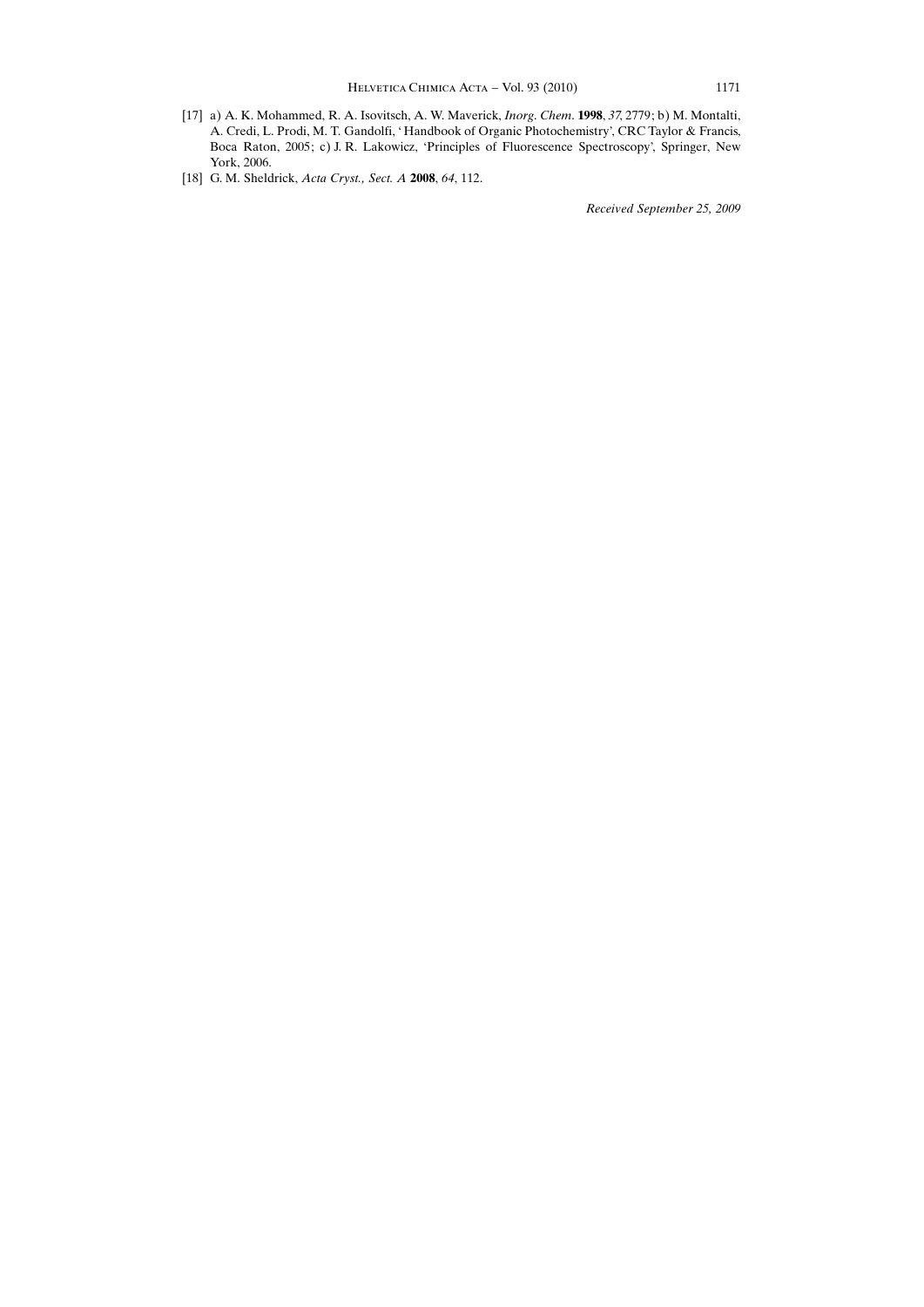[17] a) A. K. Mohammed, R. A. Isovitsch, A. W. Maverick, *Inorg. Chem.* **1998**, *37*, 2779; b) M. Montalti, A. Credi, L. Prodi, M. T. Gandolfi, 'Handbook of Organic Photochemistry', CRC Taylor & Francis, Boca Raton, 2005; c) J. R. Lakowicz, 'Principles of Fluorescence Spectroscopy', Springer, New York, 2006.

[18] G. M. Sheldrick, *Acta Cryst., Sect. A* **2008**, *64*, 112.

*Received September 25, 2009*